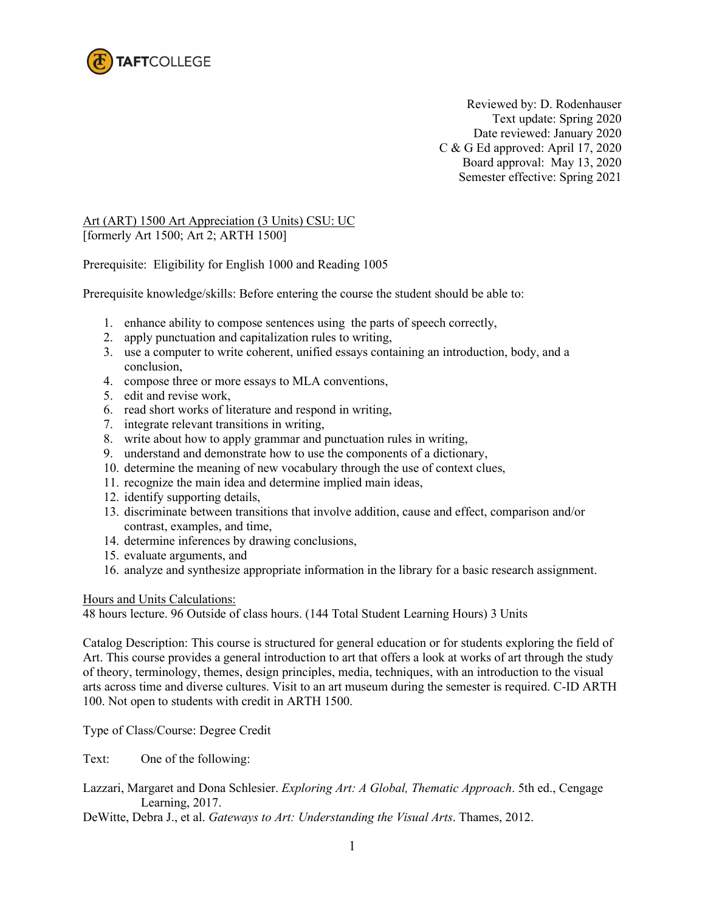TAFTCOLLEGE

Reviewed by: D. Rodenhauser
Text update: Spring 2020
Date reviewed: January 2020
C & G Ed approved: April 17, 2020
Board approval: May 13, 2020
Semester effective: Spring 2021

Art (ART) 1500 Art Appreciation (3 Units) CSU: UC
[formerly Art 1500; Art 2; ARTH 1500]

Prerequisite: Eligibility for English 1000 and Reading 1005

Prerequisite knowledge/skills: Before entering the course the student should be able to:

1. enhance ability to compose sentences using the parts of speech correctly,
2. apply punctuation and capitalization rules to writing,
3. use a computer to write coherent, unified essays containing an introduction, body, and a conclusion,
4. compose three or more essays to MLA conventions,
5. edit and revise work,
6. read short works of literature and respond in writing,
7. integrate relevant transitions in writing,
8. write about how to apply grammar and punctuation rules in writing,
9. understand and demonstrate how to use the components of a dictionary,
10. determine the meaning of new vocabulary through the use of context clues,
11. recognize the main idea and determine implied main ideas,
12. identify supporting details,
13. discriminate between transitions that involve addition, cause and effect, comparison and/or contrast, examples, and time,
14. determine inferences by drawing conclusions,
15. evaluate arguments, and
16. analyze and synthesize appropriate information in the library for a basic research assignment.

Hours and Units Calculations:
48 hours lecture. 96 Outside of class hours. (144 Total Student Learning Hours) 3 Units

Catalog Description: This course is structured for general education or for students exploring the field of Art. This course provides a general introduction to art that offers a look at works of art through the study of theory, terminology, themes, design principles, media, techniques, with an introduction to the visual arts across time and diverse cultures. Visit to an art museum during the semester is required. C-ID ARTH 100. Not open to students with credit in ARTH 1500.

Type of Class/Course: Degree Credit

Text: One of the following:

Lazzari, Margaret and Dona Schlesier. *Exploring Art: A Global, Thematic Approach*. 5th ed., Cengage Learning, 2017.

DeWitte, Debra J., et al. *Gateways to Art: Understanding the Visual Arts*. Thames, 2012.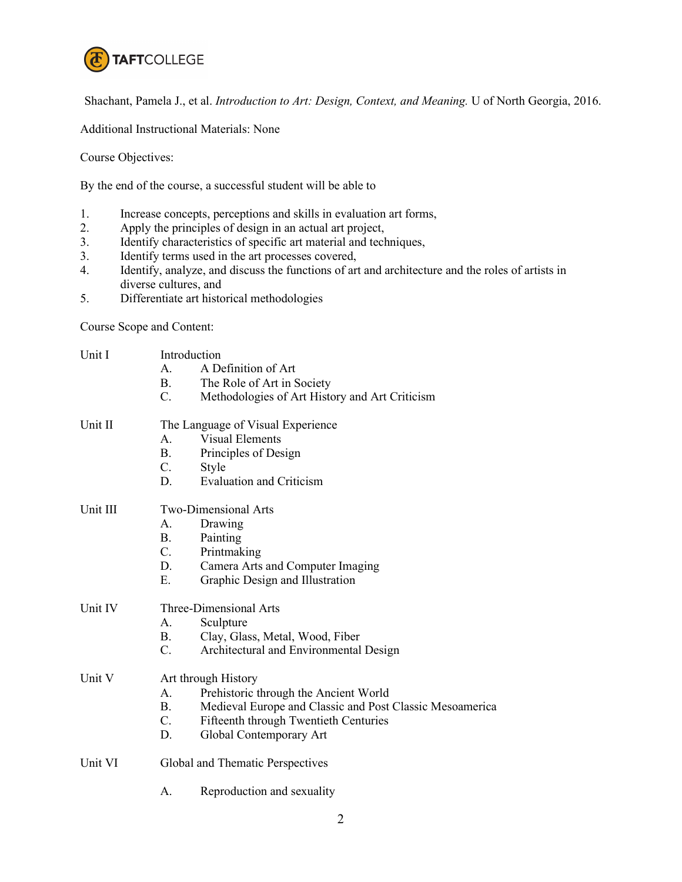Shachant, Pamela J., et al. *Introduction to Art: Design, Context, and Meaning.* U of North Georgia, 2016.

Additional Instructional Materials: None

Course Objectives:

By the end of the course, a successful student will be able to

1. Increase concepts, perceptions and skills in evaluation art forms,
2. Apply the principles of design in an actual art project,
3. Identify characteristics of specific art material and techniques,
3. Identify terms used in the art processes covered,
4. Identify, analyze, and discuss the functions of art and architecture and the roles of artists in diverse cultures, and
5. Differentiate art historical methodologies

Course Scope and Content:

Unit I — Introduction
- A. A Definition of Art
- B. The Role of Art in Society
- C. Methodologies of Art History and Art Criticism

Unit II — The Language of Visual Experience
- A. Visual Elements
- B. Principles of Design
- C. Style
- D. Evaluation and Criticism

Unit III — Two-Dimensional Arts
- A. Drawing
- B. Painting
- C. Printmaking
- D. Camera Arts and Computer Imaging
- E. Graphic Design and Illustration

Unit IV — Three-Dimensional Arts
- A. Sculpture
- B. Clay, Glass, Metal, Wood, Fiber
- C. Architectural and Environmental Design

Unit V — Art through History
- A. Prehistoric through the Ancient World
- B. Medieval Europe and Classic and Post Classic Mesoamerica
- C. Fifteenth through Twentieth Centuries
- D. Global Contemporary Art

Unit VI — Global and Thematic Perspectives
- A. Reproduction and sexuality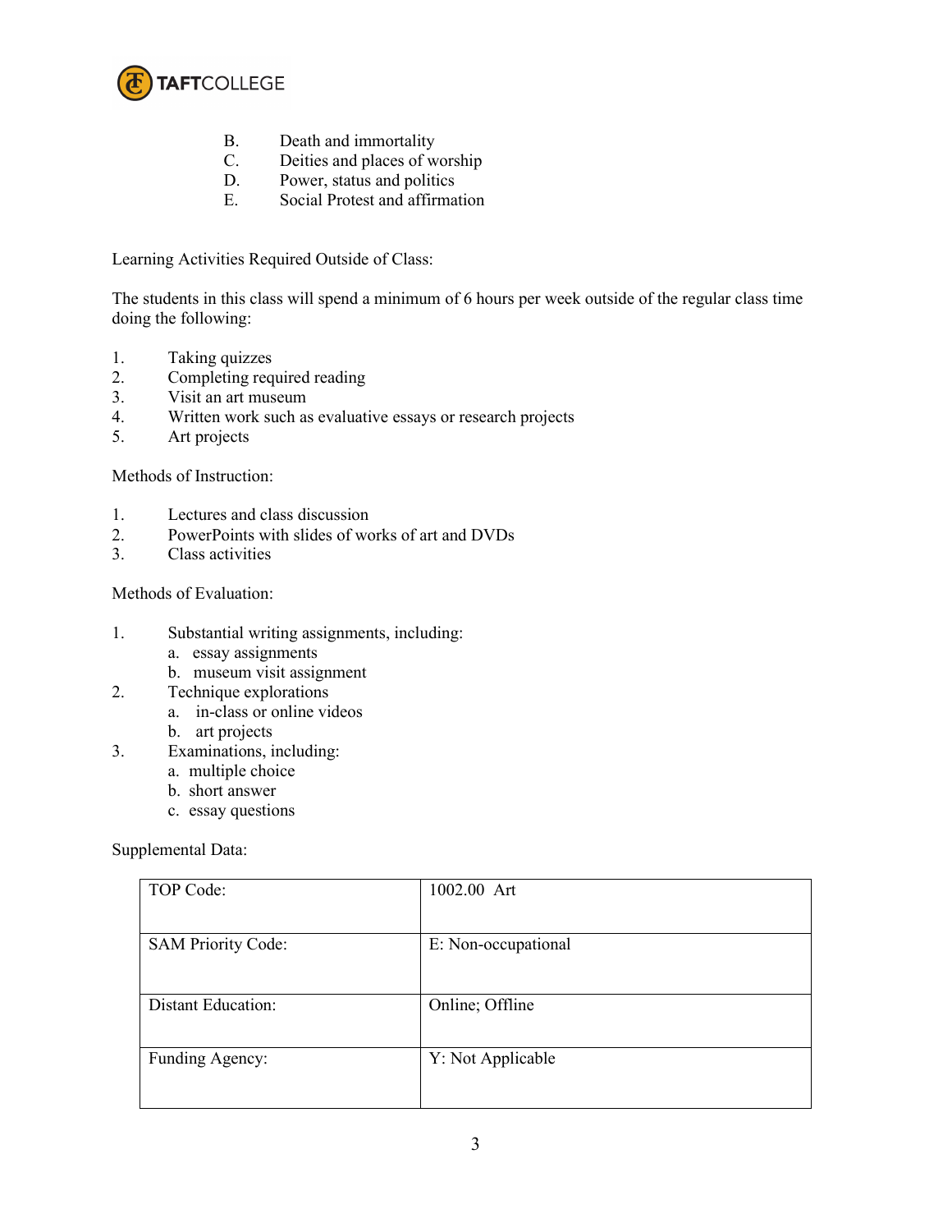B. Death and immortality
C. Deities and places of worship
D. Power, status and politics
E. Social Protest and affirmation

Learning Activities Required Outside of Class:

The students in this class will spend a minimum of 6 hours per week outside of the regular class time doing the following:

1. Taking quizzes
2. Completing required reading
3. Visit an art museum
4. Written work such as evaluative essays or research projects
5. Art projects

Methods of Instruction:

1. Lectures and class discussion
2. PowerPoints with slides of works of art and DVDs
3. Class activities

Methods of Evaluation:

1. Substantial writing assignments, including:
   a. essay assignments
   b. museum visit assignment
2. Technique explorations
   a. in-class or online videos
   b. art projects
3. Examinations, including:
   a. multiple choice
   b. short answer
   c. essay questions

Supplemental Data:

| | |
|---|---|
| TOP Code: | 1002.00 Art |
| SAM Priority Code: | E: Non-occupational |
| Distant Education: | Online; Offline |
| Funding Agency: | Y: Not Applicable |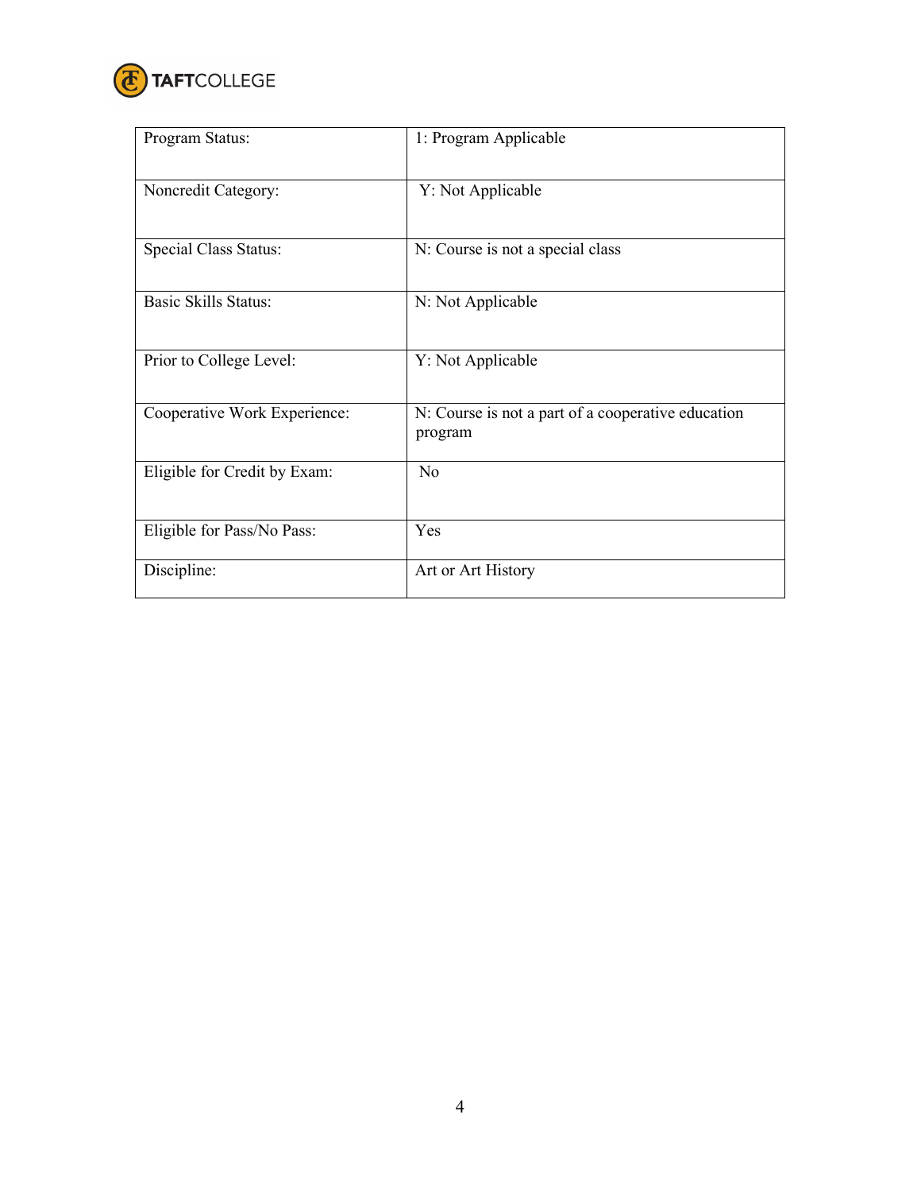| | |
|---|---|
| Program Status: | 1: Program Applicable |
| Noncredit Category: | Y: Not Applicable |
| Special Class Status: | N: Course is not a special class |
| Basic Skills Status: | N: Not Applicable |
| Prior to College Level: | Y: Not Applicable |
| Cooperative Work Experience: | N: Course is not a part of a cooperative education program |
| Eligible for Credit by Exam: | No |
| Eligible for Pass/No Pass: | Yes |
| Discipline: | Art or Art History |